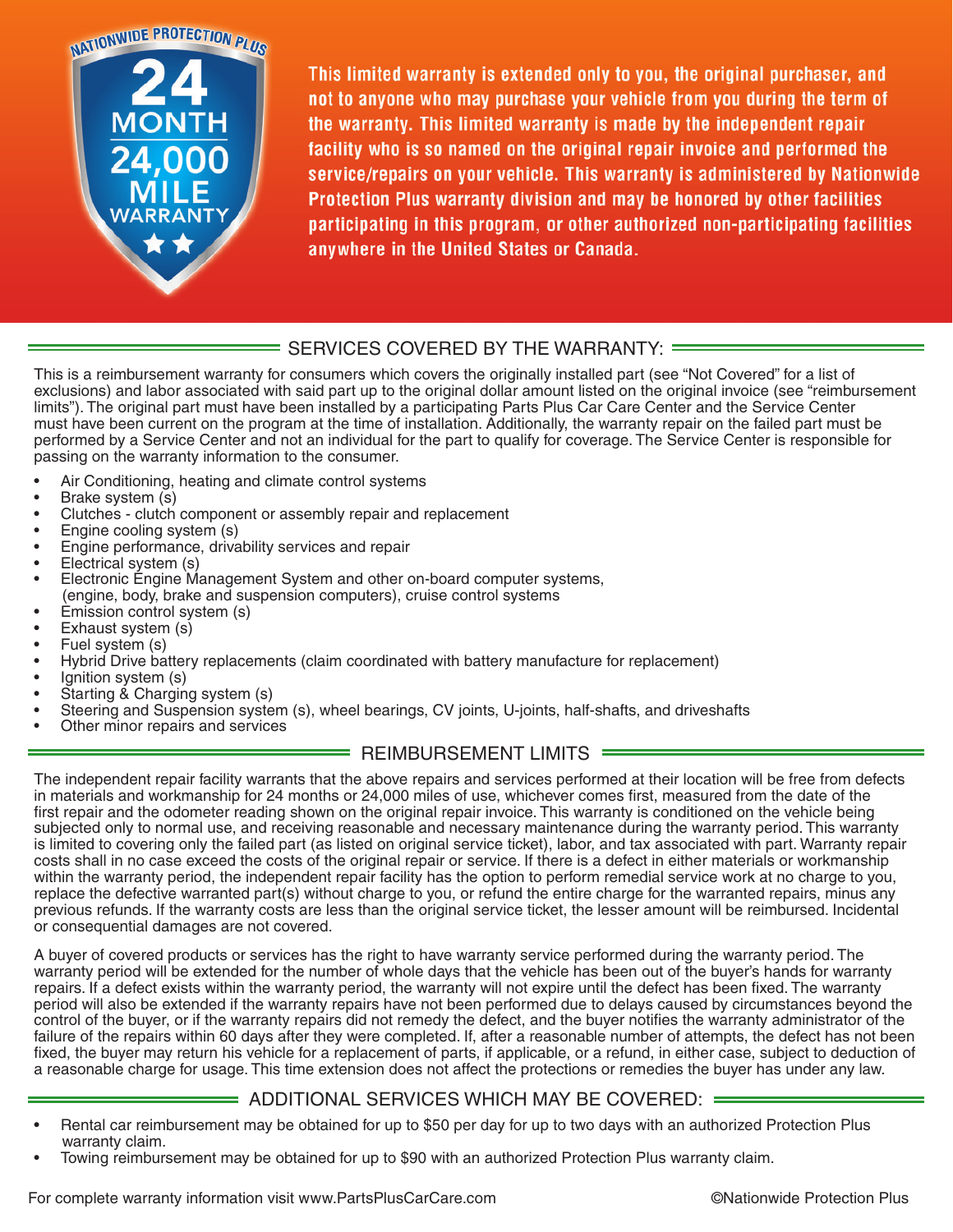NATIONWIDE PROTECTION PLUS

**24 MONTH 24,000 MILE WARRANTY**

**This limited warranty is extended only to you, the original purchaser, and not to anyone who may purchase your vehicle from you during the term of the warranty. This limited warranty is made by the independent repair facility who is so named on the original repair invoice and performed the service/repairs on your vehicle. This warranty is administered by Nationwide Protection Plus warranty division and may be honored by other facilities participating in this program, or other authorized non-participating facilities anywhere in the United States or Canada.**

## SERVICES COVERED BY THE WARRANTY:

This is a reimbursement warranty for consumers which covers the originally installed part (see "Not Covered" for a list of exclusions) and labor associated with said part up to the original dollar amount listed on the original invoice (see "reimbursement limits"). The original part must have been installed by a participating Parts Plus Car Care Center and the Service Center must have been current on the program at the time of installation. Additionally, the warranty repair on the failed part must be performed by a Service Center and not an individual for the part to qualify for coverage. The Service Center is responsible for passing on the warranty information to the consumer.

- Air Conditioning, heating and climate control systems
- Brake system (s)
- Clutches - clutch component or assembly repair and replacement
- Engine cooling system (s)
- Engine performance, drivability services and repair
- Electrical system (s)
- Electronic Engine Management System and other on-board computer systems, (engine, body, brake and suspension computers), cruise control systems
- Emission control system (s)
- Exhaust system (s)
- Fuel system (s)
- Hybrid Drive battery replacements (claim coordinated with battery manufacture for replacement)
- Ignition system (s)
- Starting & Charging system (s)
- Steering and Suspension system (s), wheel bearings, CV joints, U-joints, half-shafts, and driveshafts
- Other minor repairs and services

## REIMBURSEMENT LIMITS

The independent repair facility warrants that the above repairs and services performed at their location will be free from defects in materials and workmanship for 24 months or 24,000 miles of use, whichever comes first, measured from the date of the first repair and the odometer reading shown on the original repair invoice. This warranty is conditioned on the vehicle being subjected only to normal use, and receiving reasonable and necessary maintenance during the warranty period. This warranty is limited to covering only the failed part (as listed on original service ticket), labor, and tax associated with part. Warranty repair costs shall in no case exceed the costs of the original repair or service. If there is a defect in either materials or workmanship within the warranty period, the independent repair facility has the option to perform remedial service work at no charge to you, replace the defective warranted part(s) without charge to you, or refund the entire charge for the warranted repairs, minus any previous refunds. If the warranty costs are less than the original service ticket, the lesser amount will be reimbursed. Incidental or consequential damages are not covered.

A buyer of covered products or services has the right to have warranty service performed during the warranty period. The warranty period will be extended for the number of whole days that the vehicle has been out of the buyer's hands for warranty repairs. If a defect exists within the warranty period, the warranty will not expire until the defect has been fixed. The warranty period will also be extended if the warranty repairs have not been performed due to delays caused by circumstances beyond the control of the buyer, or if the warranty repairs did not remedy the defect, and the buyer notifies the warranty administrator of the failure of the repairs within 60 days after they were completed. If, after a reasonable number of attempts, the defect has not been fixed, the buyer may return his vehicle for a replacement of parts, if applicable, or a refund, in either case, subject to deduction of a reasonable charge for usage. This time extension does not affect the protections or remedies the buyer has under any law.

## ADDITIONAL SERVICES WHICH MAY BE COVERED:

- Rental car reimbursement may be obtained for up to $50 per day for up to two days with an authorized Protection Plus warranty claim.
- Towing reimbursement may be obtained for up to $90 with an authorized Protection Plus warranty claim.

For complete warranty information visit www.PartsPlusCarCare.com

©Nationwide Protection Plus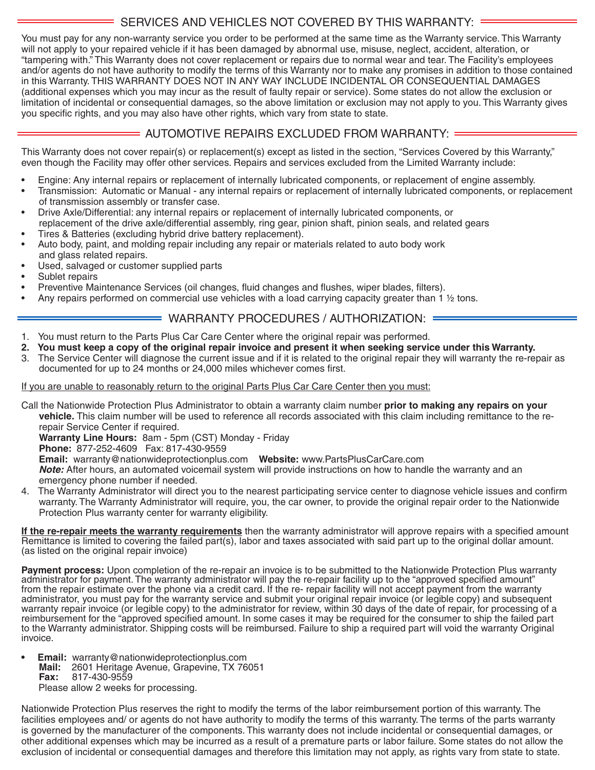## SERVICES AND VEHICLES NOT COVERED BY THIS WARRANTY:

You must pay for any non-warranty service you order to be performed at the same time as the Warranty service. This Warranty will not apply to your repaired vehicle if it has been damaged by abnormal use, misuse, neglect, accident, alteration, or "tampering with." This Warranty does not cover replacement or repairs due to normal wear and tear. The Facility's employees and/or agents do not have authority to modify the terms of this Warranty nor to make any promises in addition to those contained in this Warranty. THIS WARRANTY DOES NOT IN ANY WAY INCLUDE INCIDENTAL OR CONSEQUENTIAL DAMAGES (additional expenses which you may incur as the result of faulty repair or service). Some states do not allow the exclusion or limitation of incidental or consequential damages, so the above limitation or exclusion may not apply to you. This Warranty gives you specific rights, and you may also have other rights, which vary from state to state.

## AUTOMOTIVE REPAIRS EXCLUDED FROM WARRANTY:

This Warranty does not cover repair(s) or replacement(s) except as listed in the section, "Services Covered by this Warranty," even though the Facility may offer other services. Repairs and services excluded from the Limited Warranty include:

- Engine: Any internal repairs or replacement of internally lubricated components, or replacement of engine assembly.
- Transmission: Automatic or Manual - any internal repairs or replacement of internally lubricated components, or replacement of transmission assembly or transfer case.
- Drive Axle/Differential: any internal repairs or replacement of internally lubricated components, or replacement of the drive axle/differential assembly, ring gear, pinion shaft, pinion seals, and related gears
- Tires & Batteries (excluding hybrid drive battery replacement).
- Auto body, paint, and molding repair including any repair or materials related to auto body work and glass related repairs.
- Used, salvaged or customer supplied parts
- Sublet repairs
- Preventive Maintenance Services (oil changes, fluid changes and flushes, wiper blades, filters).
- Any repairs performed on commercial use vehicles with a load carrying capacity greater than 1 ½ tons.

## WARRANTY PROCEDURES / AUTHORIZATION:

1. You must return to the Parts Plus Car Care Center where the original repair was performed.
2. **You must keep a copy of the original repair invoice and present it when seeking service under this Warranty.**
3. The Service Center will diagnose the current issue and if it is related to the original repair they will warranty the re-repair as documented for up to 24 months or 24,000 miles whichever comes first.

<u>If you are unable to reasonably return to the original Parts Plus Car Care Center then you must:</u>

Call the Nationwide Protection Plus Administrator to obtain a warranty claim number **prior to making any repairs on your vehicle.** This claim number will be used to reference all records associated with this claim including remittance to the re-repair Service Center if required.
**Warranty Line Hours:** 8am - 5pm (CST) Monday - Friday
**Phone:** 877-252-4609 Fax: 817-430-9559
**Email:** warranty@nationwideprotectionplus.com **Website:** www.PartsPlusCarCare.com
***Note:*** After hours, an automated voicemail system will provide instructions on how to handle the warranty and an emergency phone number if needed.

4. The Warranty Administrator will direct you to the nearest participating service center to diagnose vehicle issues and confirm warranty. The Warranty Administrator will require, you, the car owner, to provide the original repair order to the Nationwide Protection Plus warranty center for warranty eligibility.

**<u>If the re-repair meets the warranty requirements</u>** then the warranty administrator will approve repairs with a specified amount Remittance is limited to covering the failed part(s), labor and taxes associated with said part up to the original dollar amount. (as listed on the original repair invoice)

**Payment process:** Upon completion of the re-repair an invoice is to be submitted to the Nationwide Protection Plus warranty administrator for payment. The warranty administrator will pay the re-repair facility up to the "approved specified amount" from the repair estimate over the phone via a credit card. If the re- repair facility will not accept payment from the warranty administrator, you must pay for the warranty service and submit your original repair invoice (or legible copy) and subsequent warranty repair invoice (or legible copy) to the administrator for review, within 30 days of the date of repair, for processing of a reimbursement for the "approved specified amount. In some cases it may be required for the consumer to ship the failed part to the Warranty administrator. Shipping costs will be reimbursed. Failure to ship a required part will void the warranty Original invoice.

- **Email:** warranty@nationwideprotectionplus.com
  **Mail:** 2601 Heritage Avenue, Grapevine, TX 76051
  **Fax:** 817-430-9559
  Please allow 2 weeks for processing.

Nationwide Protection Plus reserves the right to modify the terms of the labor reimbursement portion of this warranty. The facilities employees and/ or agents do not have authority to modify the terms of this warranty. The terms of the parts warranty is governed by the manufacturer of the components. This warranty does not include incidental or consequential damages, or other additional expenses which may be incurred as a result of a premature parts or labor failure. Some states do not allow the exclusion of incidental or consequential damages and therefore this limitation may not apply, as rights vary from state to state.